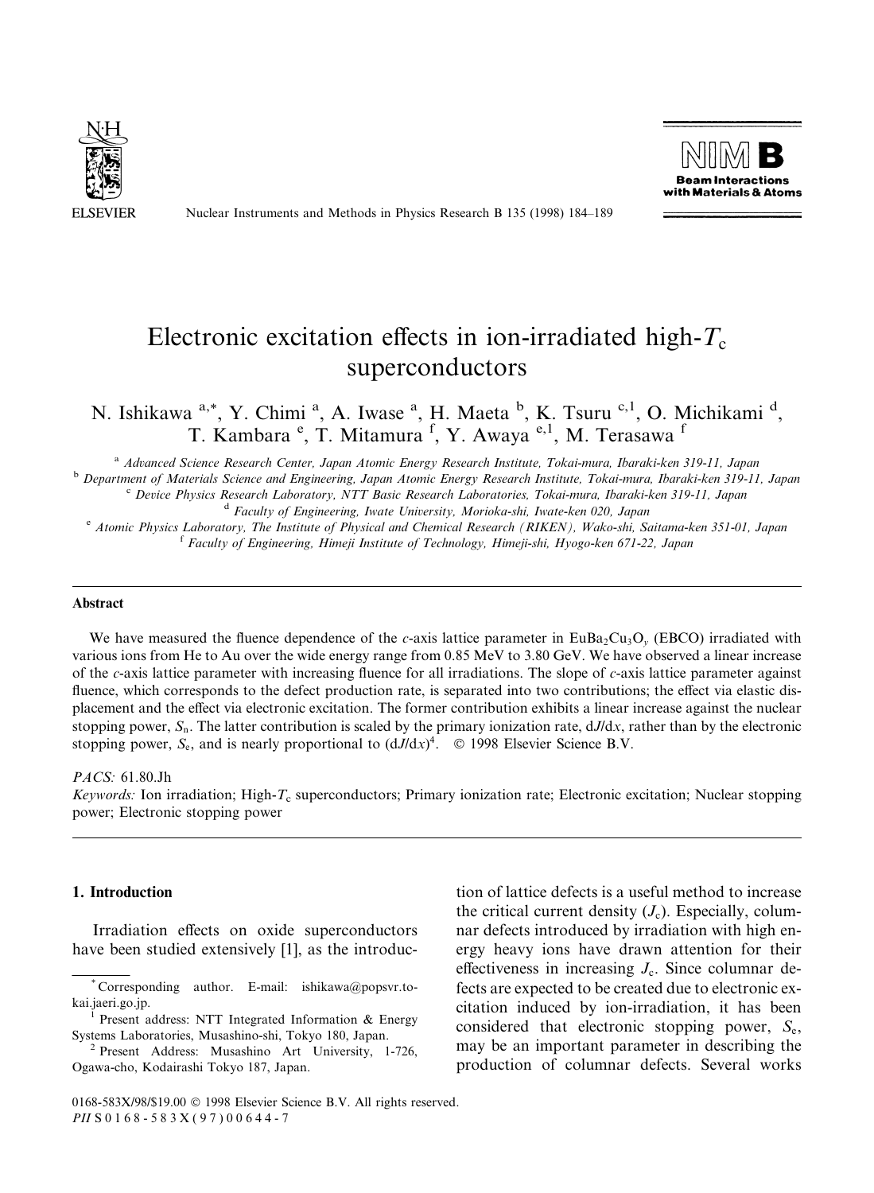# Electronic excitation effects in ion-irradiated high-$T_c$ superconductors

N. Ishikawa [a,*], Y. Chimi [a], A. Iwase [a], H. Maeta [b], K. Tsuru [c,1], O. Michikami [d], T. Kambara [e], T. Mitamura [f], Y. Awaya [e,1], M. Terasawa [f]

[a] *Advanced Science Research Center, Japan Atomic Energy Research Institute, Tokai-mura, Ibaraki-ken 319-11, Japan*
[b] *Department of Materials Science and Engineering, Japan Atomic Energy Research Institute, Tokai-mura, Ibaraki-ken 319-11, Japan*
[c] *Device Physics Research Laboratory, NTT Basic Research Laboratories, Tokai-mura, Ibaraki-ken 319-11, Japan*
[d] *Faculty of Engineering, Iwate University, Morioka-shi, Iwate-ken 020, Japan*
[e] *Atomic Physics Laboratory, The Institute of Physical and Chemical Research (RIKEN), Wako-shi, Saitama-ken 351-01, Japan*
[f] *Faculty of Engineering, Himeji Institute of Technology, Himeji-shi, Hyogo-ken 671-22, Japan*

## Abstract

We have measured the fluence dependence of the *c*-axis lattice parameter in $EuBa_2Cu_3O_y$ (EBCO) irradiated with various ions from He to Au over the wide energy range from 0.85 MeV to 3.80 GeV. We have observed a linear increase of the *c*-axis lattice parameter with increasing fluence for all irradiations. The slope of *c*-axis lattice parameter against fluence, which corresponds to the defect production rate, is separated into two contributions; the effect via elastic displacement and the effect via electronic excitation. The former contribution exhibits a linear increase against the nuclear stopping power, $S_n$. The latter contribution is scaled by the primary ionization rate, $dJ/dx$, rather than by the electronic stopping power, $S_e$, and is nearly proportional to $(dJ/dx)^4$. © 1998 Elsevier Science B.V.

*PACS:* 61.80.Jh

*Keywords:* Ion irradiation; High-$T_c$ superconductors; Primary ionization rate; Electronic excitation; Nuclear stopping power; Electronic stopping power

## 1. Introduction

Irradiation effects on oxide superconductors have been studied extensively [1], as the introduction of lattice defects is a useful method to increase the critical current density ($J_c$). Especially, columnar defects introduced by irradiation with high energy heavy ions have drawn attention for their effectiveness in increasing $J_c$. Since columnar defects are expected to be created due to electronic excitation induced by ion-irradiation, it has been considered that electronic stopping power, $S_e$, may be an important parameter in describing the production of columnar defects. Several works

---

* Corresponding author. E-mail: ishikawa@popsvr.tokai.jaeri.go.jp.

[1] Present address: NTT Integrated Information & Energy Systems Laboratories, Musashino-shi, Tokyo 180, Japan.

[2] Present Address: Musashino Art University, 1-726, Ogawa-cho, Kodairashi Tokyo 187, Japan.

0168-583X/98/$19.00 © 1998 Elsevier Science B.V. All rights reserved.
*PII* S0168-583X(97)00644-7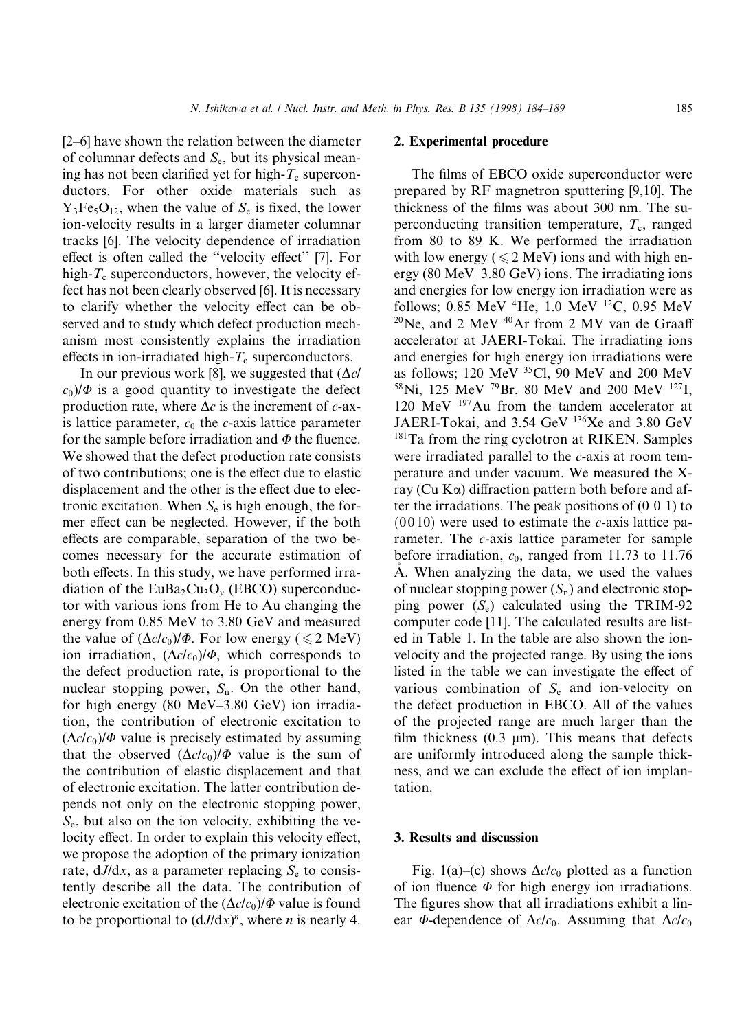[2–6] have shown the relation between the diameter of columnar defects and $S_e$, but its physical meaning has not been clarified yet for high-$T_c$ superconductors. For other oxide materials such as $Y_3Fe_5O_{12}$, when the value of $S_e$ is fixed, the lower ion-velocity results in a larger diameter columnar tracks [6]. The velocity dependence of irradiation effect is often called the "velocity effect" [7]. For high-$T_c$ superconductors, however, the velocity effect has not been clearly observed [6]. It is necessary to clarify whether the velocity effect can be observed and to study which defect production mechanism most consistently explains the irradiation effects in ion-irradiated high-$T_c$ superconductors.

In our previous work [8], we suggested that $(\Delta c/c_0)/\Phi$ is a good quantity to investigate the defect production rate, where $\Delta c$ is the increment of $c$-axis lattice parameter, $c_0$ the $c$-axis lattice parameter for the sample before irradiation and $\Phi$ the fluence. We showed that the defect production rate consists of two contributions; one is the effect due to elastic displacement and the other is the effect due to electronic excitation. When $S_e$ is high enough, the former effect can be neglected. However, if the both effects are comparable, separation of the two becomes necessary for the accurate estimation of both effects. In this study, we have performed irradiation of the $EuBa_2Cu_3O_y$ (EBCO) superconductor with various ions from He to Au changing the energy from 0.85 MeV to 3.80 GeV and measured the value of $(\Delta c/c_0)/\Phi$. For low energy ($\leqslant 2$ MeV) ion irradiation, $(\Delta c/c_0)/\Phi$, which corresponds to the defect production rate, is proportional to the nuclear stopping power, $S_n$. On the other hand, for high energy (80 MeV–3.80 GeV) ion irradiation, the contribution of electronic excitation to $(\Delta c/c_0)/\Phi$ value is precisely estimated by assuming that the observed $(\Delta c/c_0)/\Phi$ value is the sum of the contribution of elastic displacement and that of electronic excitation. The latter contribution depends not only on the electronic stopping power, $S_e$, but also on the ion velocity, exhibiting the velocity effect. In order to explain this velocity effect, we propose the adoption of the primary ionization rate, $dJ/dx$, as a parameter replacing $S_e$ to consistently describe all the data. The contribution of electronic excitation of the $(\Delta c/c_0)/\Phi$ value is found to be proportional to $(dJ/dx)^n$, where $n$ is nearly 4.

## 2. Experimental procedure

The films of EBCO oxide superconductor were prepared by RF magnetron sputtering [9,10]. The thickness of the films was about 300 nm. The superconducting transition temperature, $T_c$, ranged from 80 to 89 K. We performed the irradiation with low energy ($\leqslant 2$ MeV) ions and with high energy (80 MeV–3.80 GeV) ions. The irradiating ions and energies for low energy ion irradiation were as follows; 0.85 MeV $^{4}He$, 1.0 MeV $^{12}C$, 0.95 MeV $^{20}Ne$, and 2 MeV $^{40}Ar$ from 2 MV van de Graaff accelerator at JAERI-Tokai. The irradiating ions and energies for high energy ion irradiations were as follows; 120 MeV $^{35}Cl$, 90 MeV and 200 MeV $^{58}Ni$, 125 MeV $^{79}Br$, 80 MeV and 200 MeV $^{127}I$, 120 MeV $^{197}Au$ from the tandem accelerator at JAERI-Tokai, and 3.54 GeV $^{136}Xe$ and 3.80 GeV $^{181}Ta$ from the ring cyclotron at RIKEN. Samples were irradiated parallel to the $c$-axis at room temperature and under vacuum. We measured the X-ray (Cu K$\alpha$) diffraction pattern both before and after the irradiations. The peak positions of (0 0 1) to (0 0 $\underline{10}$) were used to estimate the $c$-axis lattice parameter. The $c$-axis lattice parameter for sample before irradiation, $c_0$, ranged from 11.73 to 11.76 Å. When analyzing the data, we used the values of nuclear stopping power ($S_n$) and electronic stopping power ($S_e$) calculated using the TRIM-92 computer code [11]. The calculated results are listed in Table 1. In the table are also shown the ion-velocity and the projected range. By using the ions listed in the table we can investigate the effect of various combination of $S_e$ and ion-velocity on the defect production in EBCO. All of the values of the projected range are much larger than the film thickness (0.3 μm). This means that defects are uniformly introduced along the sample thickness, and we can exclude the effect of ion implantation.

## 3. Results and discussion

Fig. 1(a)–(c) shows $\Delta c/c_0$ plotted as a function of ion fluence $\Phi$ for high energy ion irradiations. The figures show that all irradiations exhibit a linear $\Phi$-dependence of $\Delta c/c_0$. Assuming that $\Delta c/c_0$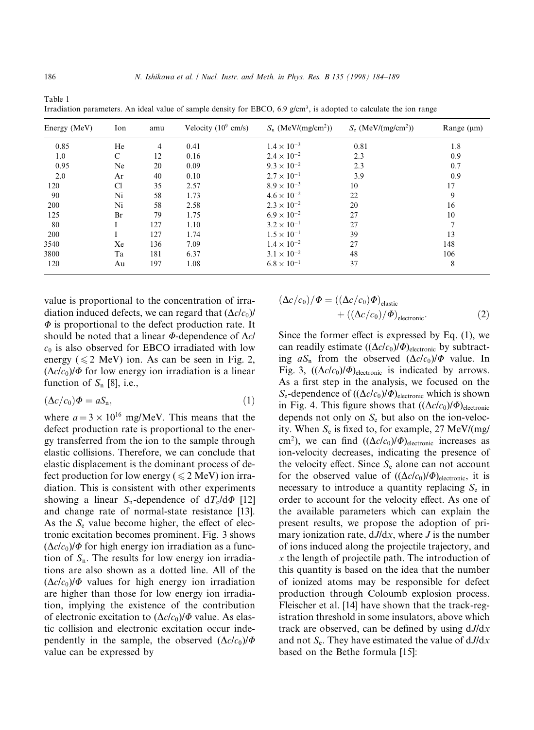Table 1
Irradiation parameters. An ideal value of sample density for EBCO, 6.9 g/cm$^3$, is adopted to calculate the ion range

| Energy (MeV) | Ion | amu | Velocity ($10^9$ cm/s) | $S_n$ (MeV/(mg/cm$^2$)) | $S_e$ (MeV/(mg/cm$^2$)) | Range (μm) |
|---|---|---|---|---|---|---|
| 0.85 | He | 4 | 0.41 | $1.4 \times 10^{-3}$ | 0.81 | 1.8 |
| 1.0 | C | 12 | 0.16 | $2.4 \times 10^{-2}$ | 2.3 | 0.9 |
| 0.95 | Ne | 20 | 0.09 | $9.3 \times 10^{-2}$ | 2.3 | 0.7 |
| 2.0 | Ar | 40 | 0.10 | $2.7 \times 10^{-1}$ | 3.9 | 0.9 |
| 120 | Cl | 35 | 2.57 | $8.9 \times 10^{-3}$ | 10 | 17 |
| 90 | Ni | 58 | 1.73 | $4.6 \times 10^{-2}$ | 22 | 9 |
| 200 | Ni | 58 | 2.58 | $2.3 \times 10^{-2}$ | 20 | 16 |
| 125 | Br | 79 | 1.75 | $6.9 \times 10^{-2}$ | 27 | 10 |
| 80 | I | 127 | 1.10 | $3.2 \times 10^{-1}$ | 27 | 7 |
| 200 | I | 127 | 1.74 | $1.5 \times 10^{-1}$ | 39 | 13 |
| 3540 | Xe | 136 | 7.09 | $1.4 \times 10^{-2}$ | 27 | 148 |
| 3800 | Ta | 181 | 6.37 | $3.1 \times 10^{-2}$ | 48 | 106 |
| 120 | Au | 197 | 1.08 | $6.8 \times 10^{-1}$ | 37 | 8 |

value is proportional to the concentration of irradiation induced defects, we can regard that $(\Delta c/c_0)/\Phi$ is proportional to the defect production rate. It should be noted that a linear $\Phi$-dependence of $\Delta c/c_0$ is also observed for EBCO irradiated with low energy ($\leqslant 2$ MeV) ion. As can be seen in Fig. 2, $(\Delta c/c_0)/\Phi$ for low energy ion irradiation is a linear function of $S_n$ [8], i.e.,

$$(\Delta c/c_0)\Phi = aS_n, \tag{1}$$

where $a = 3 \times 10^{16}$ mg/MeV. This means that the defect production rate is proportional to the energy transferred from the ion to the sample through elastic collisions. Therefore, we can conclude that elastic displacement is the dominant process of defect production for low energy ($\leqslant 2$ MeV) ion irradiation. This is consistent with other experiments showing a linear $S_n$-dependence of $dT_c/d\Phi$ [12] and change rate of normal-state resistance [13]. As the $S_e$ value become higher, the effect of electronic excitation becomes prominent. Fig. 3 shows $(\Delta c/c_0)/\Phi$ for high energy ion irradiation as a function of $S_n$. The results for low energy ion irradiations are also shown as a dotted line. All of the $(\Delta c/c_0)/\Phi$ values for high energy ion irradiation are higher than those for low energy ion irradiation, implying the existence of the contribution of electronic excitation to $(\Delta c/c_0)/\Phi$ value. As elastic collision and electronic excitation occur independently in the sample, the observed $(\Delta c/c_0)/\Phi$ value can be expressed by

$$(\Delta c/c_0)/\Phi = ((\Delta c/c_0)\Phi)_{\text{elastic}} + ((\Delta c/c_0)/\Phi)_{\text{electronic}}. \tag{2}$$

Since the former effect is expressed by Eq. (1), we can readily estimate $((\Delta c/c_0)/\Phi)_{\text{electronic}}$ by subtracting $aS_n$ from the observed $(\Delta c/c_0)/\Phi$ value. In Fig. 3, $((\Delta c/c_0)/\Phi)_{\text{electronic}}$ is indicated by arrows. As a first step in the analysis, we focused on the $S_e$-dependence of $((\Delta c/c_0)/\Phi)_{\text{electronic}}$ which is shown in Fig. 4. This figure shows that $((\Delta c/c_0)/\Phi)_{\text{electronic}}$ depends not only on $S_e$ but also on the ion-velocity. When $S_e$ is fixed to, for example, 27 MeV/(mg/cm$^2$), we can find $((\Delta c/c_0)/\Phi)_{\text{electronic}}$ increases as ion-velocity decreases, indicating the presence of the velocity effect. Since $S_e$ alone can not account for the observed value of $((\Delta c/c_0)/\Phi)_{\text{electronic}}$, it is necessary to introduce a quantity replacing $S_e$ in order to account for the velocity effect. As one of the available parameters which can explain the present results, we propose the adoption of primary ionization rate, $dJ/dx$, where $J$ is the number of ions induced along the projectile trajectory, and $x$ the length of projectile path. The introduction of this quantity is based on the idea that the number of ionized atoms may be responsible for defect production through Coloumb explosion process. Fleischer et al. [14] have shown that the track-registration threshold in some insulators, above which track are observed, can be defined by using $dJ/dx$ and not $S_e$. They have estimated the value of $dJ/dx$ based on the Bethe formula [15]: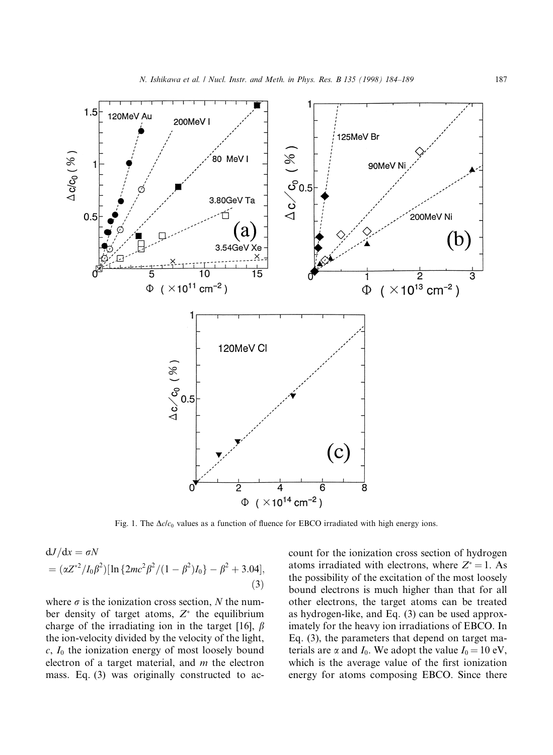Fig. 1. The $\Delta c/c_0$ values as a function of fluence for EBCO irradiated with high energy ions.

$$
\begin{aligned}
\mathrm{d}J/\mathrm{d}x &= \sigma N \\
&= (\alpha Z^{*2}/I_0\beta^2)[\ln\{2mc^2\beta^2/(1-\beta^2)I_0\} - \beta^2 + 3.04],
\end{aligned}
\tag{3}
$$

where $\sigma$ is the ionization cross section, $N$ the number density of target atoms, $Z^*$ the equilibrium charge of the irradiating ion in the target [16], $\beta$ the ion-velocity divided by the velocity of the light, $c$, $I_0$ the ionization energy of most loosely bound electron of a target material, and $m$ the electron mass. Eq. (3) was originally constructed to account for the ionization cross section of hydrogen atoms irradiated with electrons, where $Z^* = 1$. As the possibility of the excitation of the most loosely bound electrons is much higher than that for all other electrons, the target atoms can be treated as hydrogen-like, and Eq. (3) can be used approximately for the heavy ion irradiations of EBCO. In Eq. (3), the parameters that depend on target materials are $\alpha$ and $I_0$. We adopt the value $I_0 = 10$ eV, which is the average value of the first ionization energy for atoms composing EBCO. Since there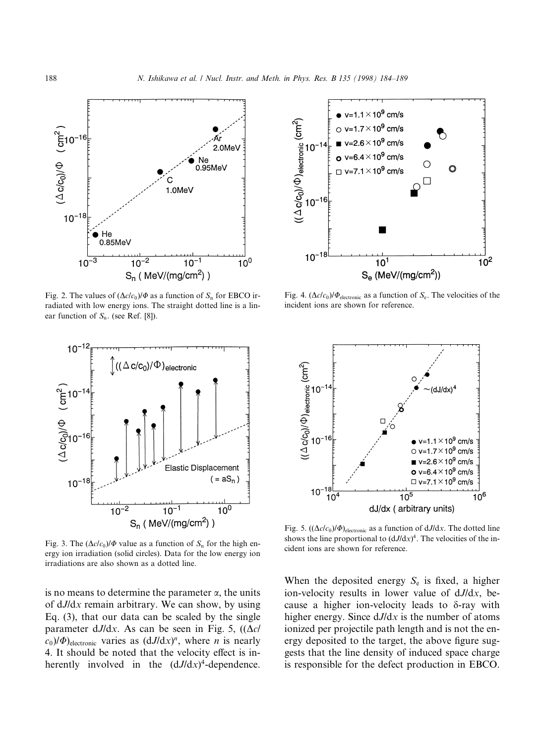Fig. 2. The values of $(\Delta c/c_0)/\Phi$ as a function of $S_n$ for EBCO irradiated with low energy ions. The straight dotted line is a linear function of $S_n$. (see Ref. [8]).

Fig. 4. $(\Delta c/c_0)/\Phi_{\mathrm{electronic}}$ as a function of $S_e$. The velocities of the incident ions are shown for reference.

Fig. 3. The $(\Delta c/c_0)/\Phi$ value as a function of $S_n$ for the high energy ion irradiation (solid circles). Data for the low energy ion irradiations are also shown as a dotted line.

Fig. 5. $((\Delta c/c_0)/\Phi)_{\mathrm{electronic}}$ as a function of $\mathrm{d}J/\mathrm{d}x$. The dotted line shows the line proportional to $(\mathrm{d}J/\mathrm{d}x)^4$. The velocities of the incident ions are shown for reference.

is no means to determine the parameter $\alpha$, the units of $\mathrm{d}J/\mathrm{d}x$ remain arbitrary. We can show, by using Eq. (3), that our data can be scaled by the single parameter $\mathrm{d}J/\mathrm{d}x$. As can be seen in Fig. 5, $((\Delta c/c_0)/\Phi)_{\mathrm{electronic}}$ varies as $(\mathrm{d}J/\mathrm{d}x)^n$, where $n$ is nearly 4. It should be noted that the velocity effect is inherently involved in the $(\mathrm{d}J/\mathrm{d}x)^4$-dependence. When the deposited energy $S_e$ is fixed, a higher ion-velocity results in lower value of $\mathrm{d}J/\mathrm{d}x$, because a higher ion-velocity leads to δ-ray with higher energy. Since $\mathrm{d}J/\mathrm{d}x$ is the number of atoms ionized per projectile path length and is not the energy deposited to the target, the above figure suggests that the line density of induced space charge is responsible for the defect production in EBCO.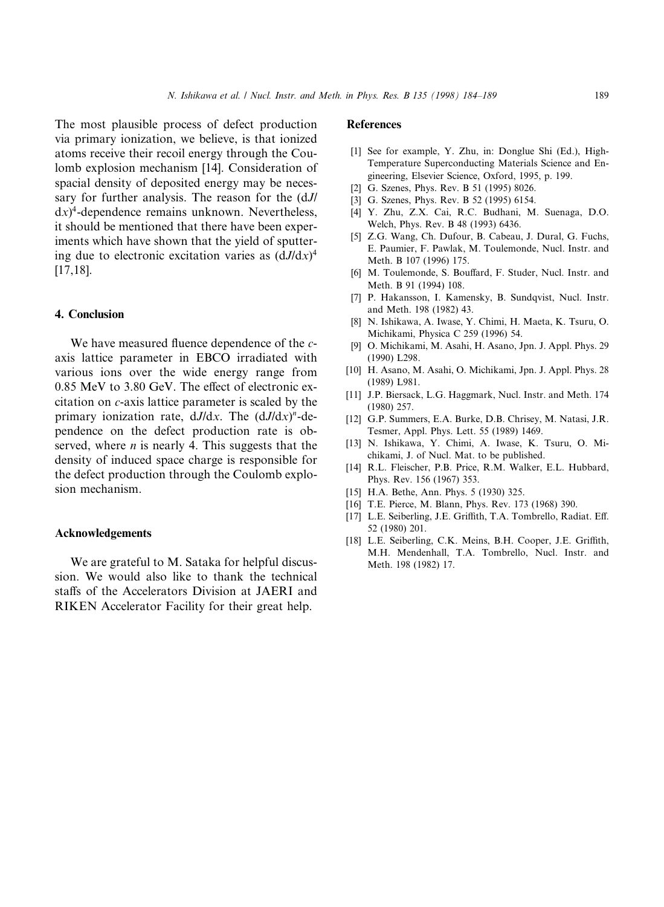The most plausible process of defect production via primary ionization, we believe, is that ionized atoms receive their recoil energy through the Coulomb explosion mechanism [14]. Consideration of spacial density of deposited energy may be necessary for further analysis. The reason for the $(\mathrm{d}J/\mathrm{d}x)^4$-dependence remains unknown. Nevertheless, it should be mentioned that there have been experiments which have shown that the yield of sputtering due to electronic excitation varies as $(\mathrm{d}J/\mathrm{d}x)^4$ [17,18].

## 4. Conclusion

We have measured fluence dependence of the *c*-axis lattice parameter in EBCO irradiated with various ions over the wide energy range from 0.85 MeV to 3.80 GeV. The effect of electronic excitation on *c*-axis lattice parameter is scaled by the primary ionization rate, $\mathrm{d}J/\mathrm{d}x$. The $(\mathrm{d}J/\mathrm{d}x)^n$-dependence on the defect production rate is observed, where $n$ is nearly 4. This suggests that the density of induced space charge is responsible for the defect production through the Coulomb explosion mechanism.

## Acknowledgements

We are grateful to M. Sataka for helpful discussion. We would also like to thank the technical staffs of the Accelerators Division at JAERI and RIKEN Accelerator Facility for their great help.

## References

[1] See for example, Y. Zhu, in: Donglue Shi (Ed.), High-Temperature Superconducting Materials Science and Engineering, Elsevier Science, Oxford, 1995, p. 199.

[2] G. Szenes, Phys. Rev. B 51 (1995) 8026.

[3] G. Szenes, Phys. Rev. B 52 (1995) 6154.

[4] Y. Zhu, Z.X. Cai, R.C. Budhani, M. Suenaga, D.O. Welch, Phys. Rev. B 48 (1993) 6436.

[5] Z.G. Wang, Ch. Dufour, B. Cabeau, J. Dural, G. Fuchs, E. Paumier, F. Pawlak, M. Toulemonde, Nucl. Instr. and Meth. B 107 (1996) 175.

[6] M. Toulemonde, S. Bouffard, F. Studer, Nucl. Instr. and Meth. B 91 (1994) 108.

[7] P. Hakansson, I. Kamensky, B. Sundqvist, Nucl. Instr. and Meth. 198 (1982) 43.

[8] N. Ishikawa, A. Iwase, Y. Chimi, H. Maeta, K. Tsuru, O. Michikami, Physica C 259 (1996) 54.

[9] O. Michikami, M. Asahi, H. Asano, Jpn. J. Appl. Phys. 29 (1990) L298.

[10] H. Asano, M. Asahi, O. Michikami, Jpn. J. Appl. Phys. 28 (1989) L981.

[11] J.P. Biersack, L.G. Haggmark, Nucl. Instr. and Meth. 174 (1980) 257.

[12] G.P. Summers, E.A. Burke, D.B. Chrisey, M. Natasi, J.R. Tesmer, Appl. Phys. Lett. 55 (1989) 1469.

[13] N. Ishikawa, Y. Chimi, A. Iwase, K. Tsuru, O. Michikami, J. of Nucl. Mat. to be published.

[14] R.L. Fleischer, P.B. Price, R.M. Walker, E.L. Hubbard, Phys. Rev. 156 (1967) 353.

[15] H.A. Bethe, Ann. Phys. 5 (1930) 325.

[16] T.E. Pierce, M. Blann, Phys. Rev. 173 (1968) 390.

[17] L.E. Seiberling, J.E. Griffith, T.A. Tombrello, Radiat. Eff. 52 (1980) 201.

[18] L.E. Seiberling, C.K. Meins, B.H. Cooper, J.E. Griffith, M.H. Mendenhall, T.A. Tombrello, Nucl. Instr. and Meth. 198 (1982) 17.